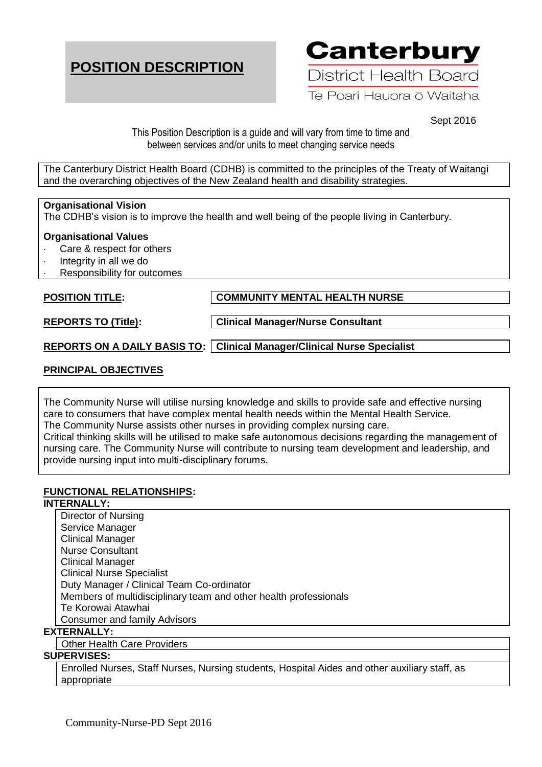# POSITION DESCRIPTION

**Canterbury**
District Health Board
Te Poari Hauora ō Waitaha

Sept 2016

This Position Description is a guide and will vary from time to time and between services and/or units to meet changing service needs

The Canterbury District Health Board (CDHB) is committed to the principles of the Treaty of Waitangi and the overarching objectives of the New Zealand health and disability strategies.

**Organisational Vision**
The CDHB's vision is to improve the health and well being of the people living in Canterbury.

**Organisational Values**

- Care & respect for others
- Integrity in all we do
- Responsibility for outcomes

**POSITION TITLE:** **COMMUNITY MENTAL HEALTH NURSE**

**REPORTS TO (Title):** **Clinical Manager/Nurse Consultant**

**REPORTS ON A DAILY BASIS TO:** **Clinical Manager/Clinical Nurse Specialist**

## PRINCIPAL OBJECTIVES

The Community Nurse will utilise nursing knowledge and skills to provide safe and effective nursing care to consumers that have complex mental health needs within the Mental Health Service.
The Community Nurse assists other nurses in providing complex nursing care.
Critical thinking skills will be utilised to make safe autonomous decisions regarding the management of nursing care. The Community Nurse will contribute to nursing team development and leadership, and provide nursing input into multi-disciplinary forums.

## FUNCTIONAL RELATIONSHIPS:

**INTERNALLY:**

Director of Nursing
Service Manager
Clinical Manager
Nurse Consultant
Clinical Manager
Clinical Nurse Specialist
Duty Manager / Clinical Team Co-ordinator
Members of multidisciplinary team and other health professionals
Te Korowai Atawhai
Consumer and family Advisors

**EXTERNALLY:**

Other Health Care Providers

**SUPERVISES:**

Enrolled Nurses, Staff Nurses, Nursing students, Hospital Aides and other auxiliary staff, as appropriate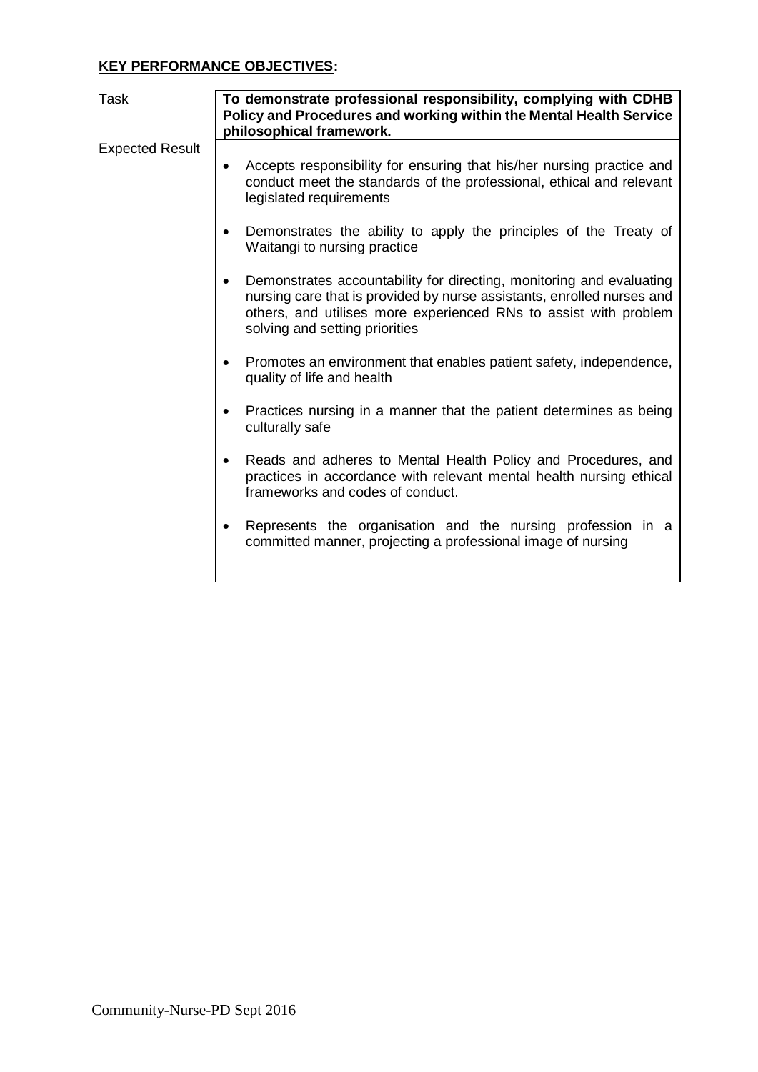## **KEY PERFORMANCE OBJECTIVES:**

| Task | **To demonstrate professional responsibility, complying with CDHB Policy and Procedures and working within the Mental Health Service philosophical framework.** |
|---|---|
| Expected Result | • Accepts responsibility for ensuring that his/her nursing practice and conduct meet the standards of the professional, ethical and relevant legislated requirements<br><br>• Demonstrates the ability to apply the principles of the Treaty of Waitangi to nursing practice<br><br>• Demonstrates accountability for directing, monitoring and evaluating nursing care that is provided by nurse assistants, enrolled nurses and others, and utilises more experienced RNs to assist with problem solving and setting priorities<br><br>• Promotes an environment that enables patient safety, independence, quality of life and health<br><br>• Practices nursing in a manner that the patient determines as being culturally safe<br><br>• Reads and adheres to Mental Health Policy and Procedures, and practices in accordance with relevant mental health nursing ethical frameworks and codes of conduct.<br><br>• Represents the organisation and the nursing profession in a committed manner, projecting a professional image of nursing |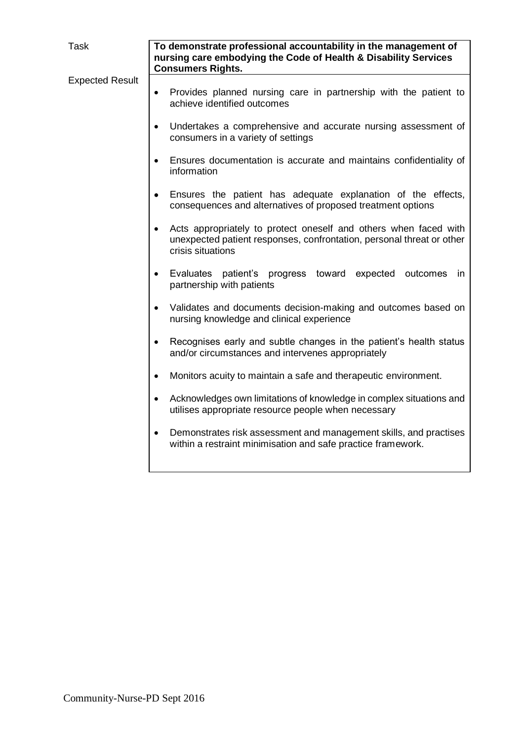| Task | **To demonstrate professional accountability in the management of nursing care embodying the Code of Health & Disability Services Consumers Rights.** |
|---|---|
| Expected Result | • Provides planned nursing care in partnership with the patient to achieve identified outcomes<br>• Undertakes a comprehensive and accurate nursing assessment of consumers in a variety of settings<br>• Ensures documentation is accurate and maintains confidentiality of information<br>• Ensures the patient has adequate explanation of the effects, consequences and alternatives of proposed treatment options<br>• Acts appropriately to protect oneself and others when faced with unexpected patient responses, confrontation, personal threat or other crisis situations<br>• Evaluates patient's progress toward expected outcomes in partnership with patients<br>• Validates and documents decision-making and outcomes based on nursing knowledge and clinical experience<br>• Recognises early and subtle changes in the patient's health status and/or circumstances and intervenes appropriately<br>• Monitors acuity to maintain a safe and therapeutic environment.<br>• Acknowledges own limitations of knowledge in complex situations and utilises appropriate resource people when necessary<br>• Demonstrates risk assessment and management skills, and practises within a restraint minimisation and safe practice framework. |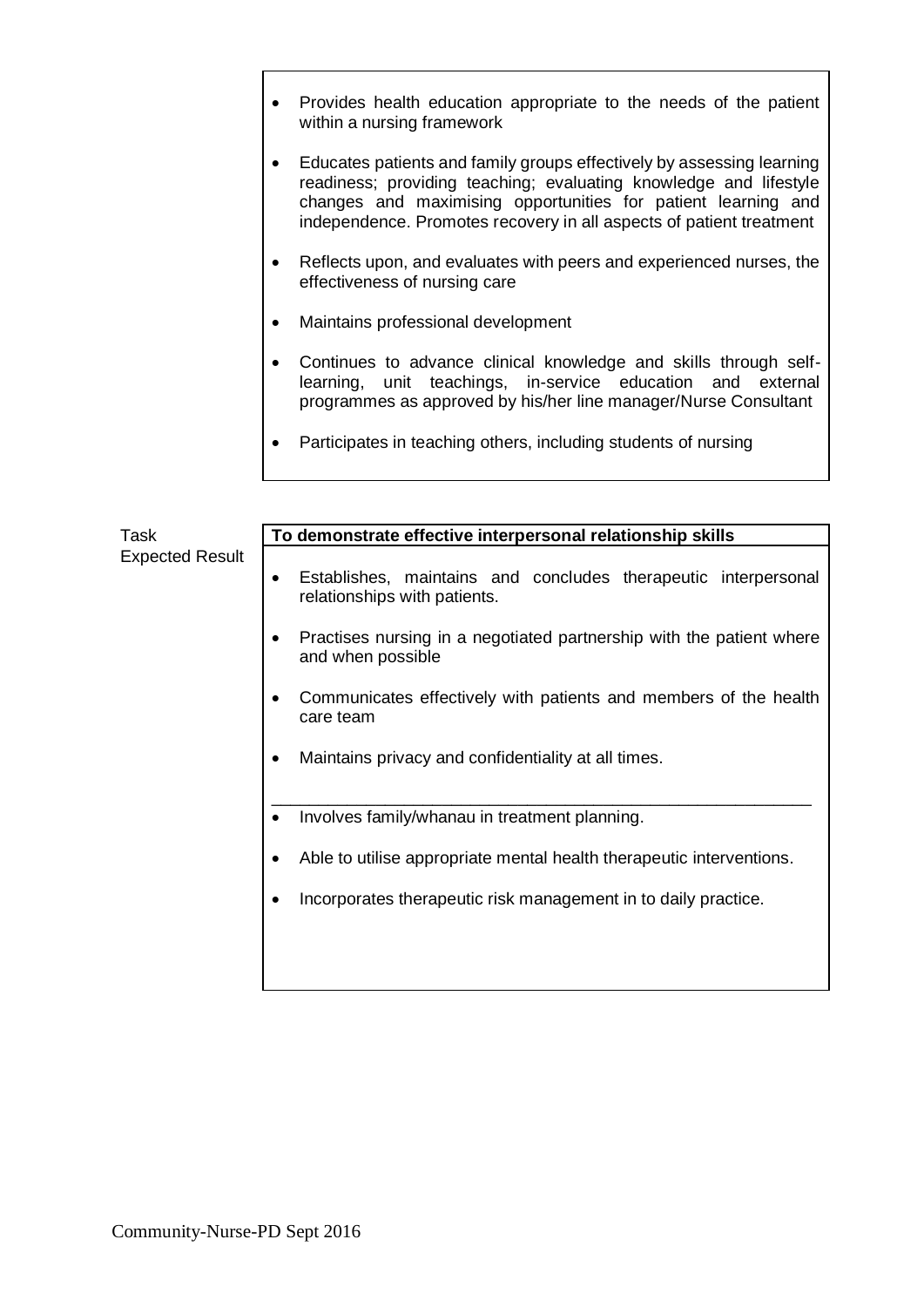- Provides health education appropriate to the needs of the patient within a nursing framework
- Educates patients and family groups effectively by assessing learning readiness; providing teaching; evaluating knowledge and lifestyle changes and maximising opportunities for patient learning and independence. Promotes recovery in all aspects of patient treatment
- Reflects upon, and evaluates with peers and experienced nurses, the effectiveness of nursing care
- Maintains professional development
- Continues to advance clinical knowledge and skills through self-learning, unit teachings, in-service education and external programmes as approved by his/her line manager/Nurse Consultant
- Participates in teaching others, including students of nursing

| Task<br>Expected Result | **To demonstrate effective interpersonal relationship skills** |
|---|---|
| | • Establishes, maintains and concludes therapeutic interpersonal relationships with patients.<br>• Practises nursing in a negotiated partnership with the patient where and when possible<br>• Communicates effectively with patients and members of the health care team<br>• Maintains privacy and confidentiality at all times.<br>• Involves family/whanau in treatment planning.<br>• Able to utilise appropriate mental health therapeutic interventions.<br>• Incorporates therapeutic risk management in to daily practice. |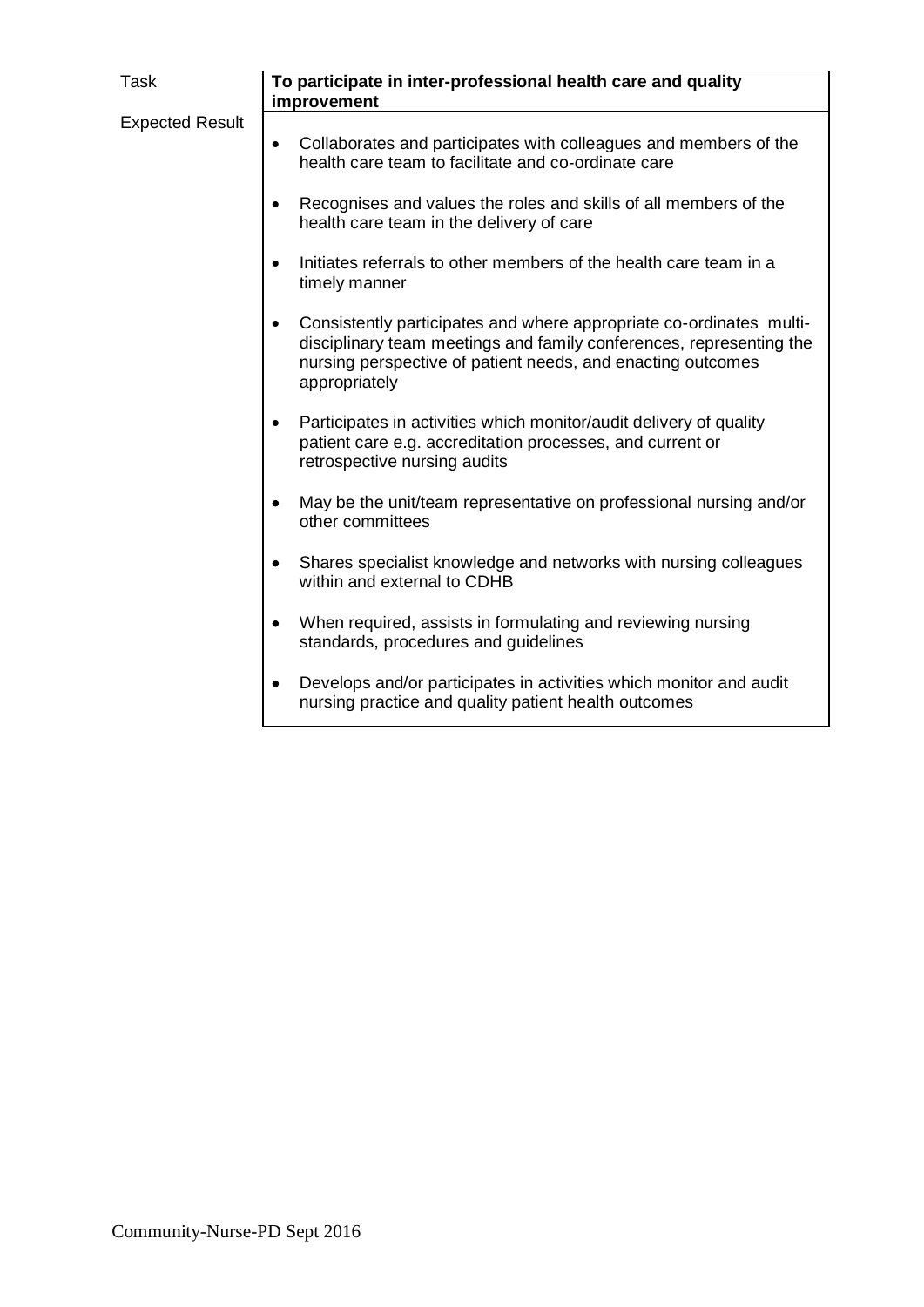| Task | **To participate in inter-professional health care and quality improvement** |
| --- | --- |
| Expected Result | • Collaborates and participates with colleagues and members of the health care team to facilitate and co-ordinate care<br><br>• Recognises and values the roles and skills of all members of the health care team in the delivery of care<br><br>• Initiates referrals to other members of the health care team in a timely manner<br><br>• Consistently participates and where appropriate co-ordinates multi-disciplinary team meetings and family conferences, representing the nursing perspective of patient needs, and enacting outcomes appropriately<br><br>• Participates in activities which monitor/audit delivery of quality patient care e.g. accreditation processes, and current or retrospective nursing audits<br><br>• May be the unit/team representative on professional nursing and/or other committees<br><br>• Shares specialist knowledge and networks with nursing colleagues within and external to CDHB<br><br>• When required, assists in formulating and reviewing nursing standards, procedures and guidelines<br><br>• Develops and/or participates in activities which monitor and audit nursing practice and quality patient health outcomes |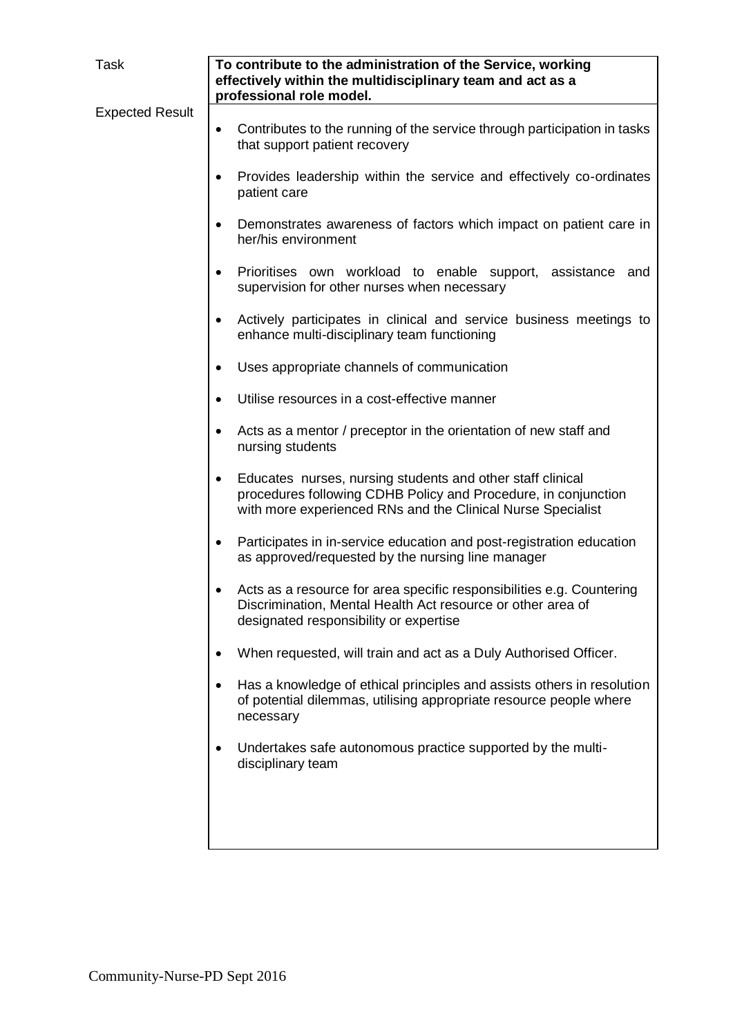| Task | **To contribute to the administration of the Service, working effectively within the multidisciplinary team and act as a professional role model.** |
| --- | --- |
| Expected Result | • Contributes to the running of the service through participation in tasks that support patient recovery<br>• Provides leadership within the service and effectively co-ordinates patient care<br>• Demonstrates awareness of factors which impact on patient care in her/his environment<br>• Prioritises own workload to enable support, assistance and supervision for other nurses when necessary<br>• Actively participates in clinical and service business meetings to enhance multi-disciplinary team functioning<br>• Uses appropriate channels of communication<br>• Utilise resources in a cost-effective manner<br>• Acts as a mentor / preceptor in the orientation of new staff and nursing students<br>• Educates nurses, nursing students and other staff clinical procedures following CDHB Policy and Procedure, in conjunction with more experienced RNs and the Clinical Nurse Specialist<br>• Participates in in-service education and post-registration education as approved/requested by the nursing line manager<br>• Acts as a resource for area specific responsibilities e.g. Countering Discrimination, Mental Health Act resource or other area of designated responsibility or expertise<br>• When requested, will train and act as a Duly Authorised Officer.<br>• Has a knowledge of ethical principles and assists others in resolution of potential dilemmas, utilising appropriate resource people where necessary<br>• Undertakes safe autonomous practice supported by the multi-disciplinary team |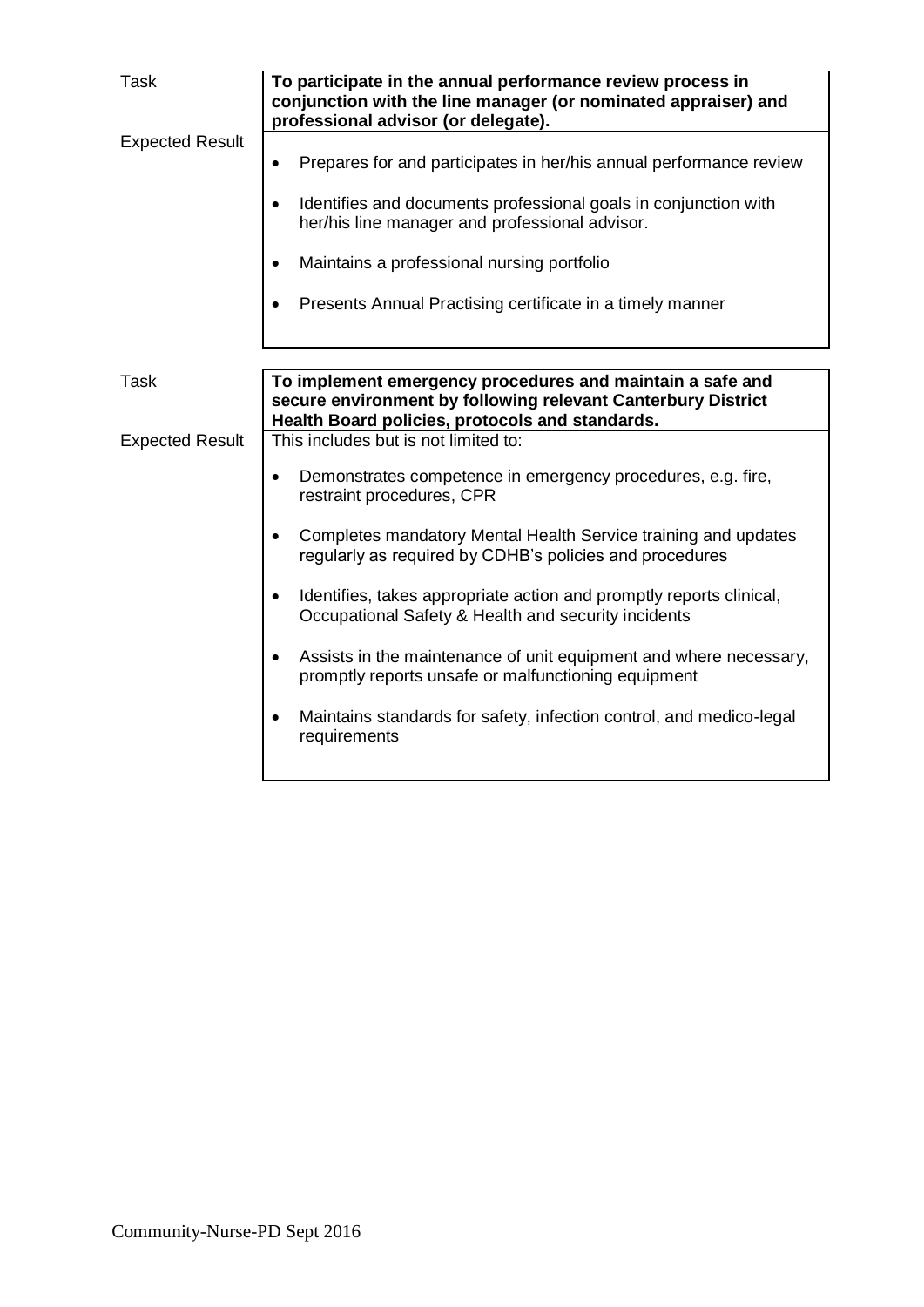| | |
|---|---|
| Task | **To participate in the annual performance review process in conjunction with the line manager (or nominated appraiser) and professional advisor (or delegate).** |
| Expected Result | • Prepares for and participates in her/his annual performance review<br>• Identifies and documents professional goals in conjunction with her/his line manager and professional advisor.<br>• Maintains a professional nursing portfolio<br>• Presents Annual Practising certificate in a timely manner |

| | |
|---|---|
| Task | **To implement emergency procedures and maintain a safe and secure environment by following relevant Canterbury District Health Board policies, protocols and standards.** |
| Expected Result | This includes but is not limited to:<br>• Demonstrates competence in emergency procedures, e.g. fire, restraint procedures, CPR<br>• Completes mandatory Mental Health Service training and updates regularly as required by CDHB's policies and procedures<br>• Identifies, takes appropriate action and promptly reports clinical, Occupational Safety & Health and security incidents<br>• Assists in the maintenance of unit equipment and where necessary, promptly reports unsafe or malfunctioning equipment<br>• Maintains standards for safety, infection control, and medico-legal requirements |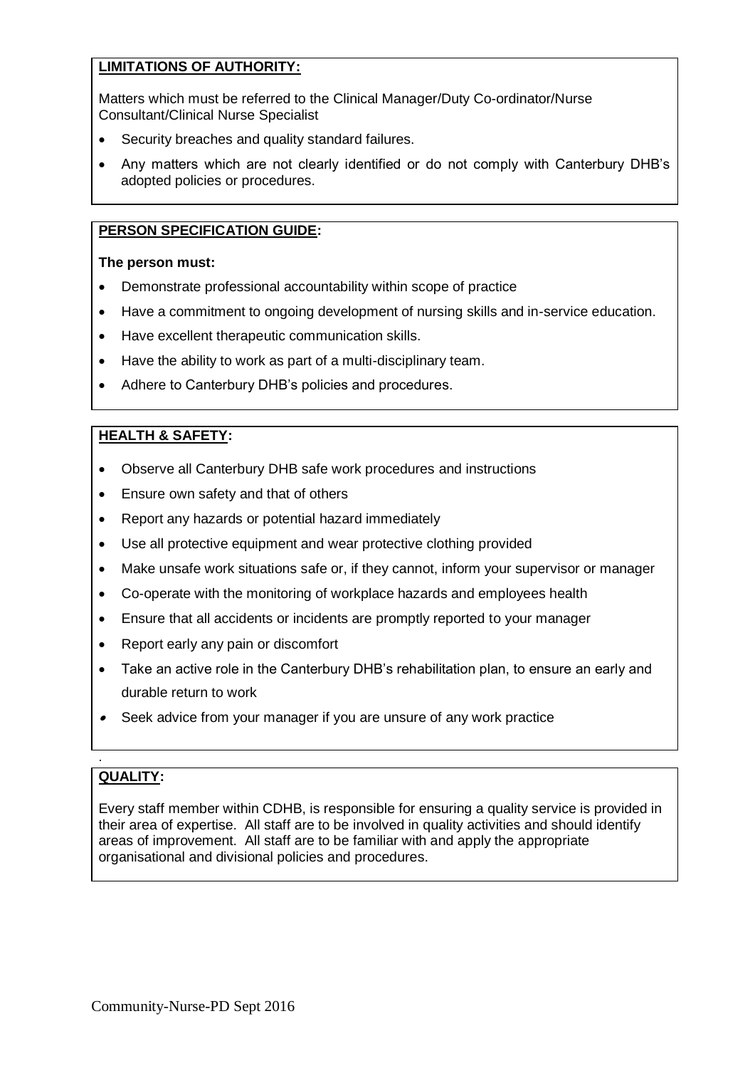## LIMITATIONS OF AUTHORITY:

Matters which must be referred to the Clinical Manager/Duty Co-ordinator/Nurse Consultant/Clinical Nurse Specialist

- Security breaches and quality standard failures.
- Any matters which are not clearly identified or do not comply with Canterbury DHB's adopted policies or procedures.

## PERSON SPECIFICATION GUIDE:

**The person must:**

- Demonstrate professional accountability within scope of practice
- Have a commitment to ongoing development of nursing skills and in-service education.
- Have excellent therapeutic communication skills.
- Have the ability to work as part of a multi-disciplinary team.
- Adhere to Canterbury DHB's policies and procedures.

## HEALTH & SAFETY:

- Observe all Canterbury DHB safe work procedures and instructions
- Ensure own safety and that of others
- Report any hazards or potential hazard immediately
- Use all protective equipment and wear protective clothing provided
- Make unsafe work situations safe or, if they cannot, inform your supervisor or manager
- Co-operate with the monitoring of workplace hazards and employees health
- Ensure that all accidents or incidents are promptly reported to your manager
- Report early any pain or discomfort
- Take an active role in the Canterbury DHB's rehabilitation plan, to ensure an early and durable return to work
- Seek advice from your manager if you are unsure of any work practice

## QUALITY:

Every staff member within CDHB, is responsible for ensuring a quality service is provided in their area of expertise. All staff are to be involved in quality activities and should identify areas of improvement. All staff are to be familiar with and apply the appropriate organisational and divisional policies and procedures.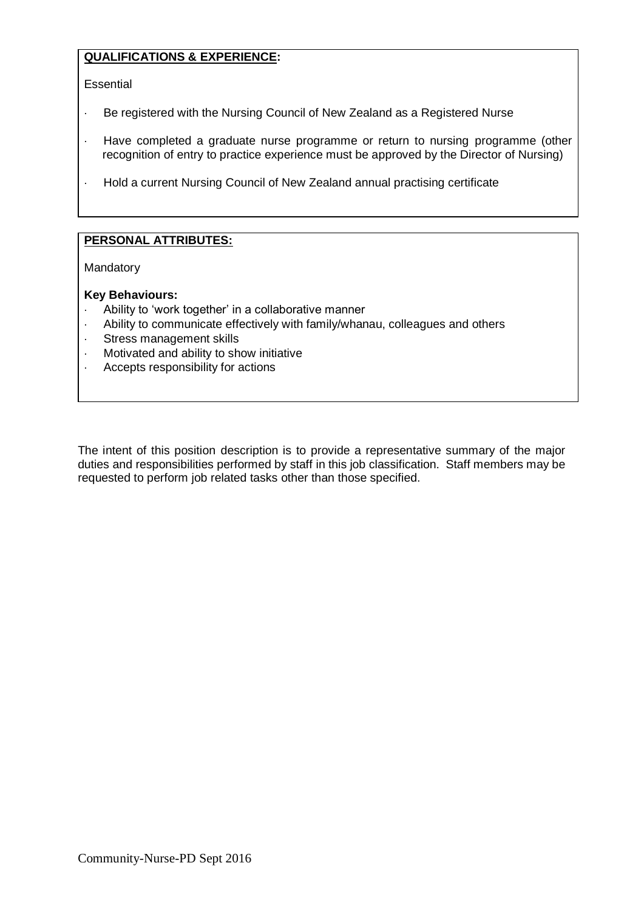**QUALIFICATIONS & EXPERIENCE:**

Essential

- Be registered with the Nursing Council of New Zealand as a Registered Nurse
- Have completed a graduate nurse programme or return to nursing programme (other recognition of entry to practice experience must be approved by the Director of Nursing)
- Hold a current Nursing Council of New Zealand annual practising certificate

**PERSONAL ATTRIBUTES:**

Mandatory

**Key Behaviours:**

- Ability to 'work together' in a collaborative manner
- Ability to communicate effectively with family/whanau, colleagues and others
- Stress management skills
- Motivated and ability to show initiative
- Accepts responsibility for actions

The intent of this position description is to provide a representative summary of the major duties and responsibilities performed by staff in this job classification. Staff members may be requested to perform job related tasks other than those specified.